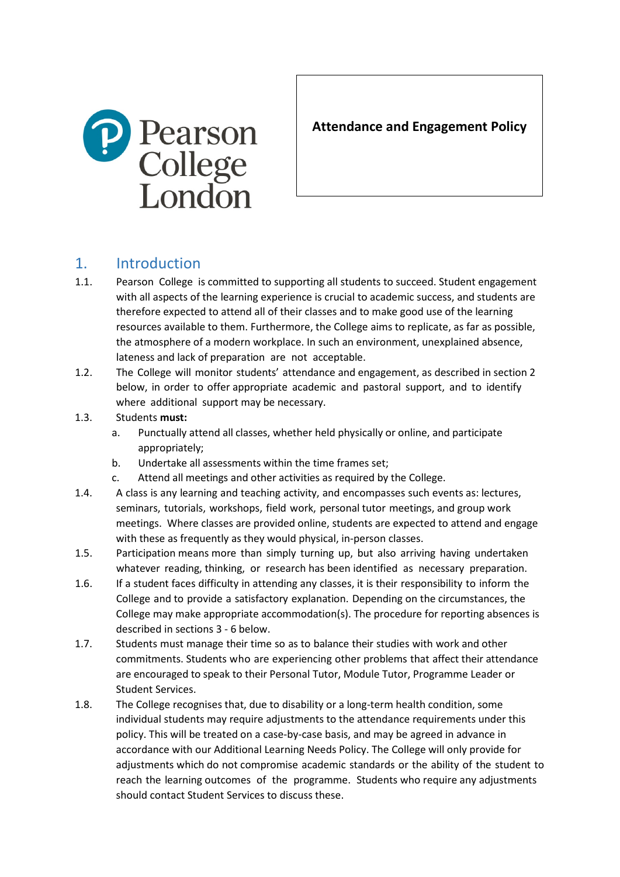Pearson College London

**Attendance and Engagement Policy**

## 1. Introduction

1.1. Pearson College is committed to supporting all students to succeed. Student engagement with all aspects of the learning experience is crucial to academic success, and students are therefore expected to attend all of their classes and to make good use of the learning resources available to them. Furthermore, the College aims to replicate, as far as possible, the atmosphere of a modern workplace. In such an environment, unexplained absence, lateness and lack of preparation are not acceptable.

1.2. The College will monitor students' attendance and engagement, as described in section 2 below, in order to offer appropriate academic and pastoral support, and to identify where additional support may be necessary.

1.3. Students **must:**

a. Punctually attend all classes, whether held physically or online, and participate appropriately;

b. Undertake all assessments within the time frames set;

c. Attend all meetings and other activities as required by the College.

1.4. A class is any learning and teaching activity, and encompasses such events as: lectures, seminars, tutorials, workshops, field work, personal tutor meetings, and group work meetings. Where classes are provided online, students are expected to attend and engage with these as frequently as they would physical, in-person classes.

1.5. Participation means more than simply turning up, but also arriving having undertaken whatever reading, thinking, or research has been identified as necessary preparation.

1.6. If a student faces difficulty in attending any classes, it is their responsibility to inform the College and to provide a satisfactory explanation. Depending on the circumstances, the College may make appropriate accommodation(s). The procedure for reporting absences is described in sections 3 - 6 below.

1.7. Students must manage their time so as to balance their studies with work and other commitments. Students who are experiencing other problems that affect their attendance are encouraged to speak to their Personal Tutor, Module Tutor, Programme Leader or Student Services.

1.8. The College recognises that, due to disability or a long-term health condition, some individual students may require adjustments to the attendance requirements under this policy. This will be treated on a case-by-case basis, and may be agreed in advance in accordance with our Additional Learning Needs Policy. The College will only provide for adjustments which do not compromise academic standards or the ability of the student to reach the learning outcomes of the programme. Students who require any adjustments should contact Student Services to discuss these.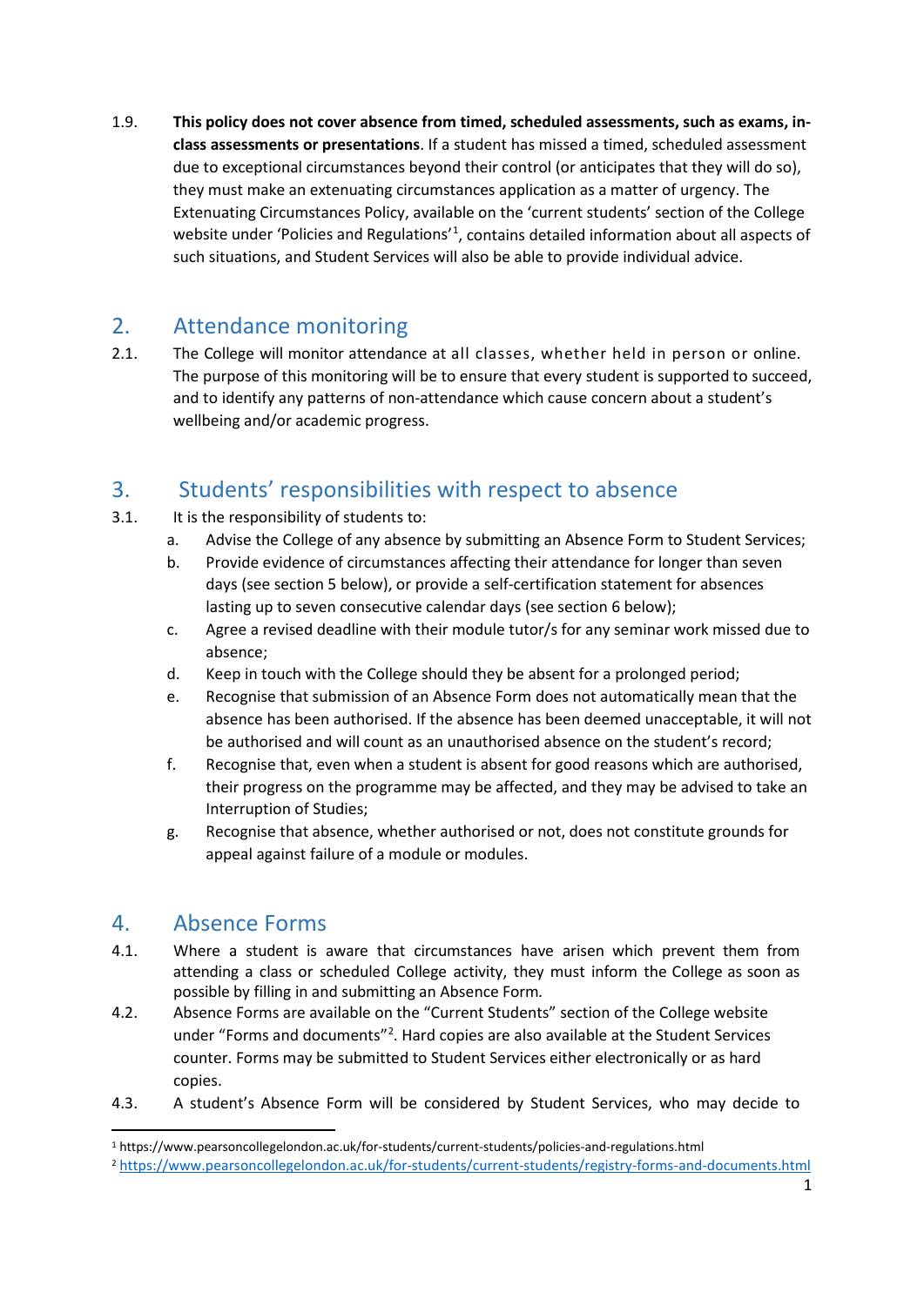1.9. **This policy does not cover absence from timed, scheduled assessments, such as exams, in-class assessments or presentations**. If a student has missed a timed, scheduled assessment due to exceptional circumstances beyond their control (or anticipates that they will do so), they must make an extenuating circumstances application as a matter of urgency. The Extenuating Circumstances Policy, available on the 'current students' section of the College website under 'Policies and Regulations'[1], contains detailed information about all aspects of such situations, and Student Services will also be able to provide individual advice.

## 2. Attendance monitoring

2.1. The College will monitor attendance at all classes, whether held in person or online. The purpose of this monitoring will be to ensure that every student is supported to succeed, and to identify any patterns of non-attendance which cause concern about a student's wellbeing and/or academic progress.

## 3. Students' responsibilities with respect to absence

3.1. It is the responsibility of students to:

a. Advise the College of any absence by submitting an Absence Form to Student Services;

b. Provide evidence of circumstances affecting their attendance for longer than seven days (see section 5 below), or provide a self-certification statement for absences lasting up to seven consecutive calendar days (see section 6 below);

c. Agree a revised deadline with their module tutor/s for any seminar work missed due to absence;

d. Keep in touch with the College should they be absent for a prolonged period;

e. Recognise that submission of an Absence Form does not automatically mean that the absence has been authorised. If the absence has been deemed unacceptable, it will not be authorised and will count as an unauthorised absence on the student's record;

f. Recognise that, even when a student is absent for good reasons which are authorised, their progress on the programme may be affected, and they may be advised to take an Interruption of Studies;

g. Recognise that absence, whether authorised or not, does not constitute grounds for appeal against failure of a module or modules.

## 4. Absence Forms

4.1. Where a student is aware that circumstances have arisen which prevent them from attending a class or scheduled College activity, they must inform the College as soon as possible by filling in and submitting an Absence Form.

4.2. Absence Forms are available on the "Current Students" section of the College website under "Forms and documents"[2]. Hard copies are also available at the Student Services counter. Forms may be submitted to Student Services either electronically or as hard copies.

4.3. A student's Absence Form will be considered by Student Services, who may decide to

[1] https://www.pearsoncollegelondon.ac.uk/for-students/current-students/policies-and-regulations.html

[2] https://www.pearsoncollegelondon.ac.uk/for-students/current-students/registry-forms-and-documents.html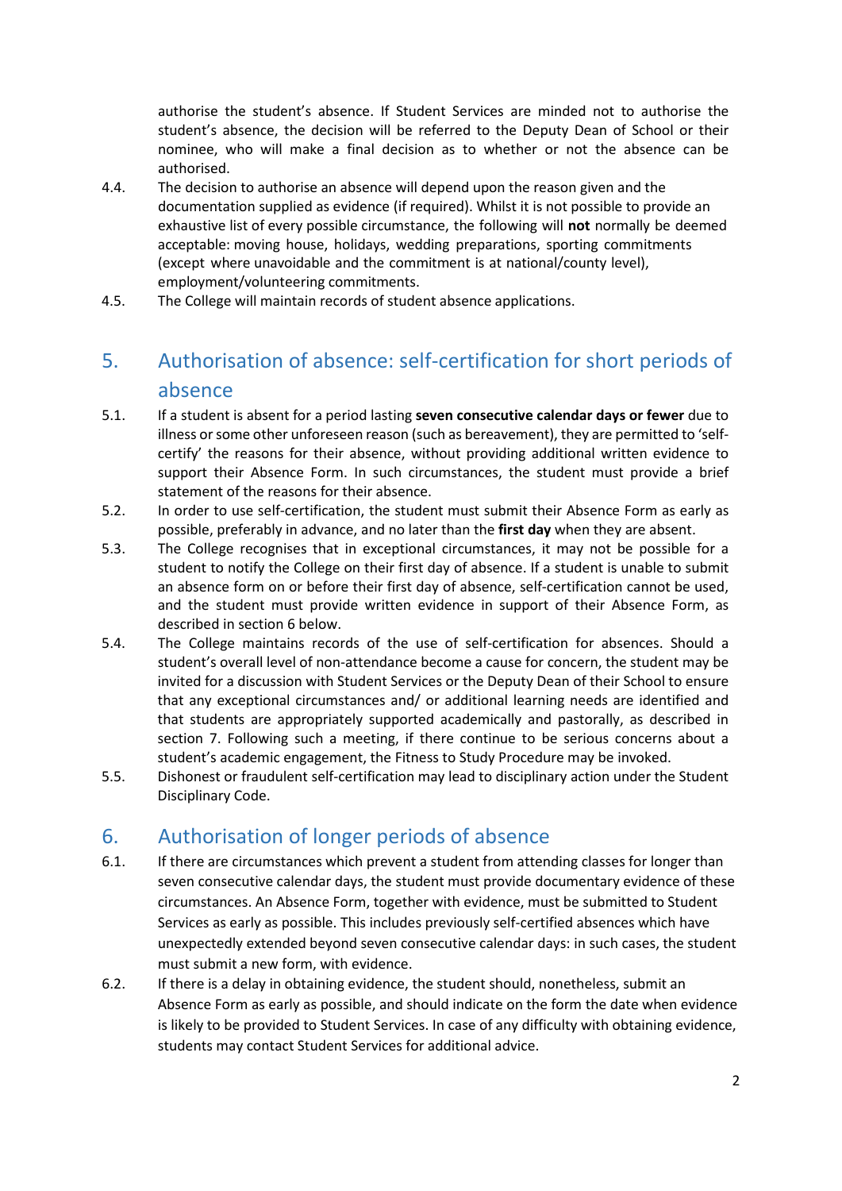authorise the student's absence. If Student Services are minded not to authorise the student's absence, the decision will be referred to the Deputy Dean of School or their nominee, who will make a final decision as to whether or not the absence can be authorised.

4.4. The decision to authorise an absence will depend upon the reason given and the documentation supplied as evidence (if required). Whilst it is not possible to provide an exhaustive list of every possible circumstance, the following will **not** normally be deemed acceptable: moving house, holidays, wedding preparations, sporting commitments (except where unavoidable and the commitment is at national/county level), employment/volunteering commitments.

4.5. The College will maintain records of student absence applications.

## 5. Authorisation of absence: self-certification for short periods of absence

5.1. If a student is absent for a period lasting **seven consecutive calendar days or fewer** due to illness or some other unforeseen reason (such as bereavement), they are permitted to 'self-certify' the reasons for their absence, without providing additional written evidence to support their Absence Form. In such circumstances, the student must provide a brief statement of the reasons for their absence.

5.2. In order to use self-certification, the student must submit their Absence Form as early as possible, preferably in advance, and no later than the **first day** when they are absent.

5.3. The College recognises that in exceptional circumstances, it may not be possible for a student to notify the College on their first day of absence. If a student is unable to submit an absence form on or before their first day of absence, self-certification cannot be used, and the student must provide written evidence in support of their Absence Form, as described in section 6 below.

5.4. The College maintains records of the use of self-certification for absences. Should a student's overall level of non-attendance become a cause for concern, the student may be invited for a discussion with Student Services or the Deputy Dean of their School to ensure that any exceptional circumstances and/ or additional learning needs are identified and that students are appropriately supported academically and pastorally, as described in section 7. Following such a meeting, if there continue to be serious concerns about a student's academic engagement, the Fitness to Study Procedure may be invoked.

5.5. Dishonest or fraudulent self-certification may lead to disciplinary action under the Student Disciplinary Code.

## 6. Authorisation of longer periods of absence

6.1. If there are circumstances which prevent a student from attending classes for longer than seven consecutive calendar days, the student must provide documentary evidence of these circumstances. An Absence Form, together with evidence, must be submitted to Student Services as early as possible. This includes previously self-certified absences which have unexpectedly extended beyond seven consecutive calendar days: in such cases, the student must submit a new form, with evidence.

6.2. If there is a delay in obtaining evidence, the student should, nonetheless, submit an Absence Form as early as possible, and should indicate on the form the date when evidence is likely to be provided to Student Services. In case of any difficulty with obtaining evidence, students may contact Student Services for additional advice.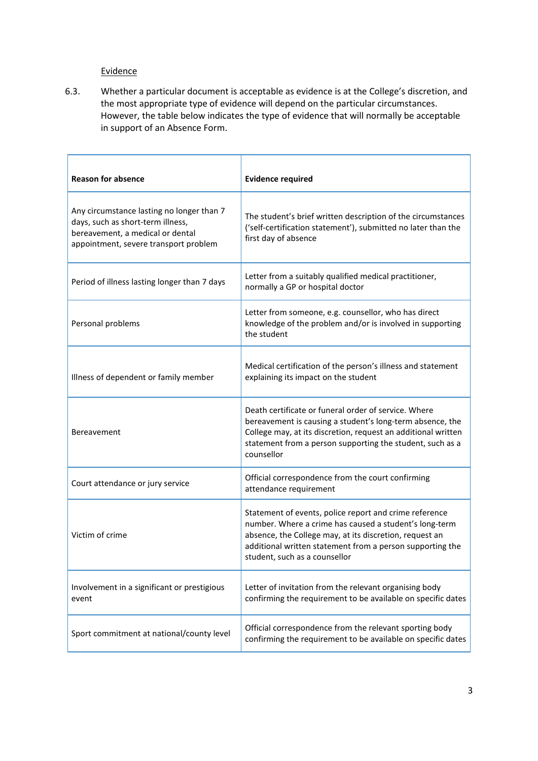Evidence

6.3. Whether a particular document is acceptable as evidence is at the College's discretion, and the most appropriate type of evidence will depend on the particular circumstances. However, the table below indicates the type of evidence that will normally be acceptable in support of an Absence Form.

| **Reason for absence** | **Evidence required** |
| --- | --- |
| Any circumstance lasting no longer than 7 days, such as short-term illness, bereavement, a medical or dental appointment, severe transport problem | The student's brief written description of the circumstances ('self-certification statement'), submitted no later than the first day of absence |
| Period of illness lasting longer than 7 days | Letter from a suitably qualified medical practitioner, normally a GP or hospital doctor |
| Personal problems | Letter from someone, e.g. counsellor, who has direct knowledge of the problem and/or is involved in supporting the student |
| Illness of dependent or family member | Medical certification of the person's illness and statement explaining its impact on the student |
| Bereavement | Death certificate or funeral order of service. Where bereavement is causing a student's long-term absence, the College may, at its discretion, request an additional written statement from a person supporting the student, such as a counsellor |
| Court attendance or jury service | Official correspondence from the court confirming attendance requirement |
| Victim of crime | Statement of events, police report and crime reference number. Where a crime has caused a student's long-term absence, the College may, at its discretion, request an additional written statement from a person supporting the student, such as a counsellor |
| Involvement in a significant or prestigious event | Letter of invitation from the relevant organising body confirming the requirement to be available on specific dates |
| Sport commitment at national/county level | Official correspondence from the relevant sporting body confirming the requirement to be available on specific dates |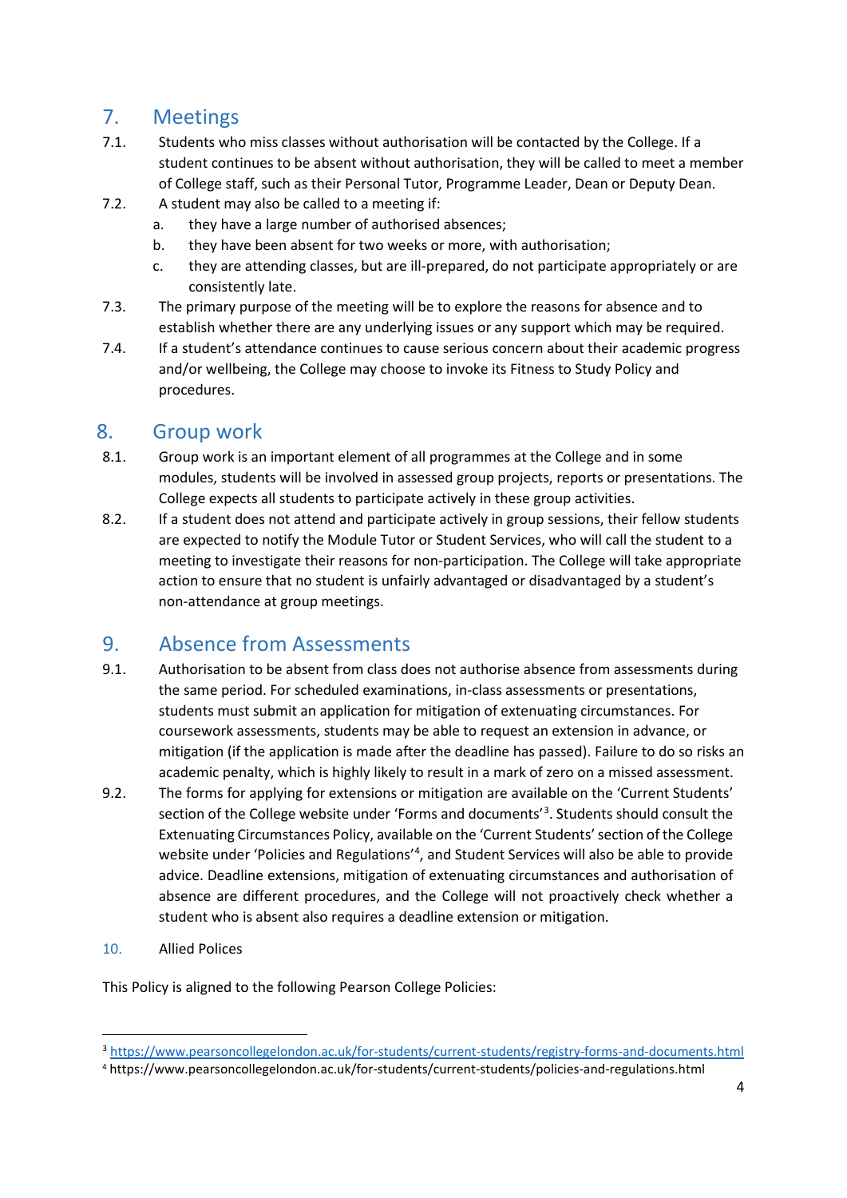## 7. Meetings

7.1. Students who miss classes without authorisation will be contacted by the College. If a student continues to be absent without authorisation, they will be called to meet a member of College staff, such as their Personal Tutor, Programme Leader, Dean or Deputy Dean.

7.2. A student may also be called to a meeting if:

a. they have a large number of authorised absences;

b. they have been absent for two weeks or more, with authorisation;

c. they are attending classes, but are ill-prepared, do not participate appropriately or are consistently late.

7.3. The primary purpose of the meeting will be to explore the reasons for absence and to establish whether there are any underlying issues or any support which may be required.

7.4. If a student's attendance continues to cause serious concern about their academic progress and/or wellbeing, the College may choose to invoke its Fitness to Study Policy and procedures.

## 8. Group work

8.1. Group work is an important element of all programmes at the College and in some modules, students will be involved in assessed group projects, reports or presentations. The College expects all students to participate actively in these group activities.

8.2. If a student does not attend and participate actively in group sessions, their fellow students are expected to notify the Module Tutor or Student Services, who will call the student to a meeting to investigate their reasons for non-participation. The College will take appropriate action to ensure that no student is unfairly advantaged or disadvantaged by a student's non-attendance at group meetings.

## 9. Absence from Assessments

9.1. Authorisation to be absent from class does not authorise absence from assessments during the same period. For scheduled examinations, in-class assessments or presentations, students must submit an application for mitigation of extenuating circumstances. For coursework assessments, students may be able to request an extension in advance, or mitigation (if the application is made after the deadline has passed). Failure to do so risks an academic penalty, which is highly likely to result in a mark of zero on a missed assessment.

9.2. The forms for applying for extensions or mitigation are available on the 'Current Students' section of the College website under 'Forms and documents'[3]. Students should consult the Extenuating Circumstances Policy, available on the 'Current Students' section of the College website under 'Policies and Regulations'[4], and Student Services will also be able to provide advice. Deadline extensions, mitigation of extenuating circumstances and authorisation of absence are different procedures, and the College will not proactively check whether a student who is absent also requires a deadline extension or mitigation.

10. Allied Polices

This Policy is aligned to the following Pearson College Policies:

---

[3] https://www.pearsoncollegelondon.ac.uk/for-students/current-students/registry-forms-and-documents.html

[4] https://www.pearsoncollegelondon.ac.uk/for-students/current-students/policies-and-regulations.html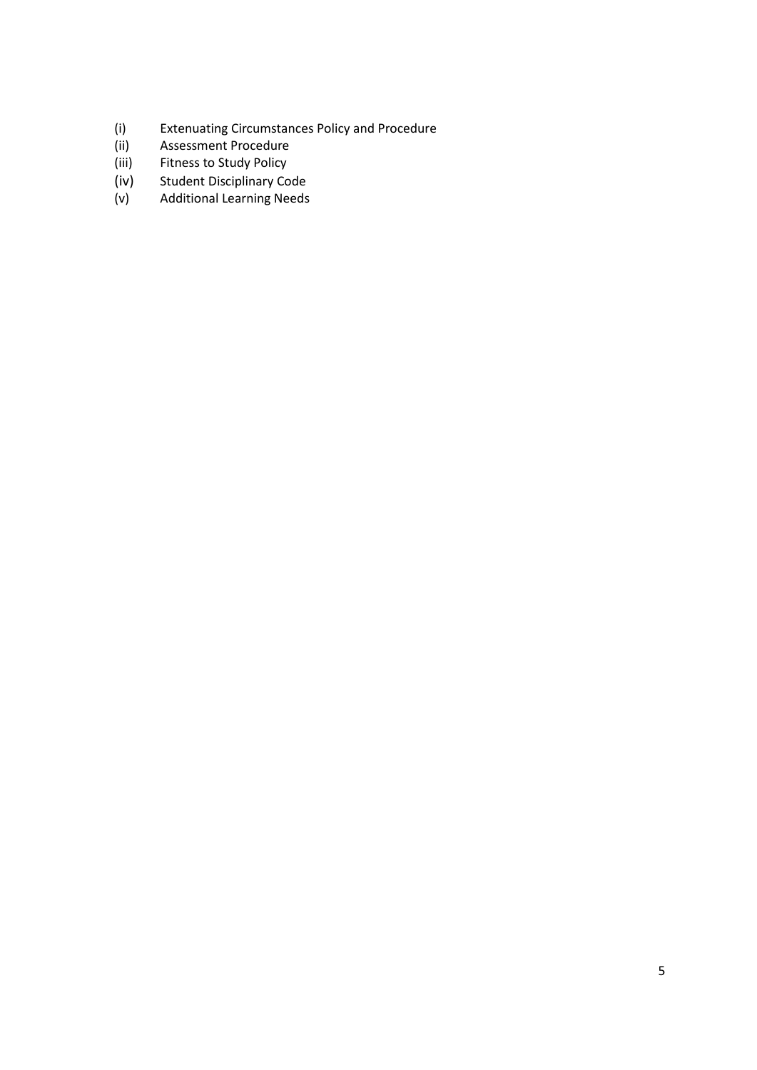(i) Extenuating Circumstances Policy and Procedure
(ii) Assessment Procedure
(iii) Fitness to Study Policy
(iv) Student Disciplinary Code
(v) Additional Learning Needs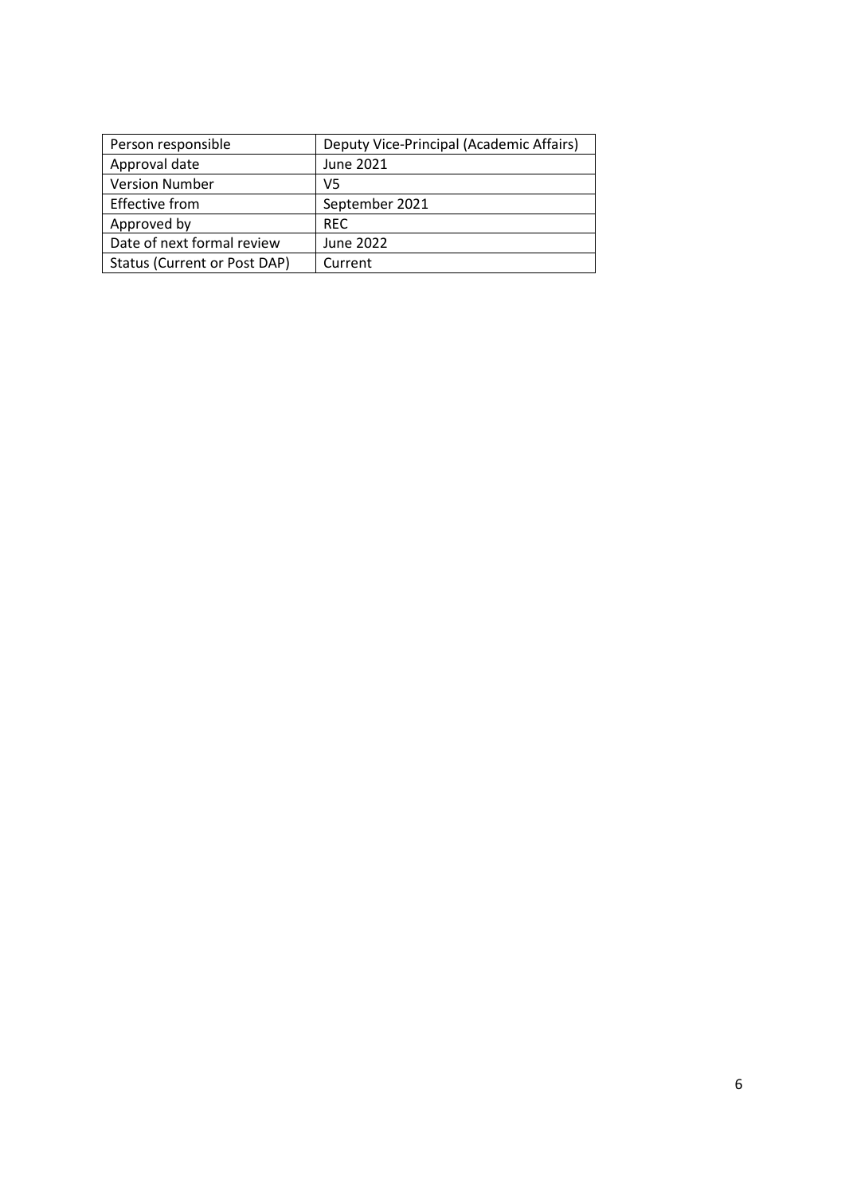| | |
|---|---|
| Person responsible | Deputy Vice-Principal (Academic Affairs) |
| Approval date | June 2021 |
| Version Number | V5 |
| Effective from | September 2021 |
| Approved by | REC |
| Date of next formal review | June 2022 |
| Status (Current or Post DAP) | Current |